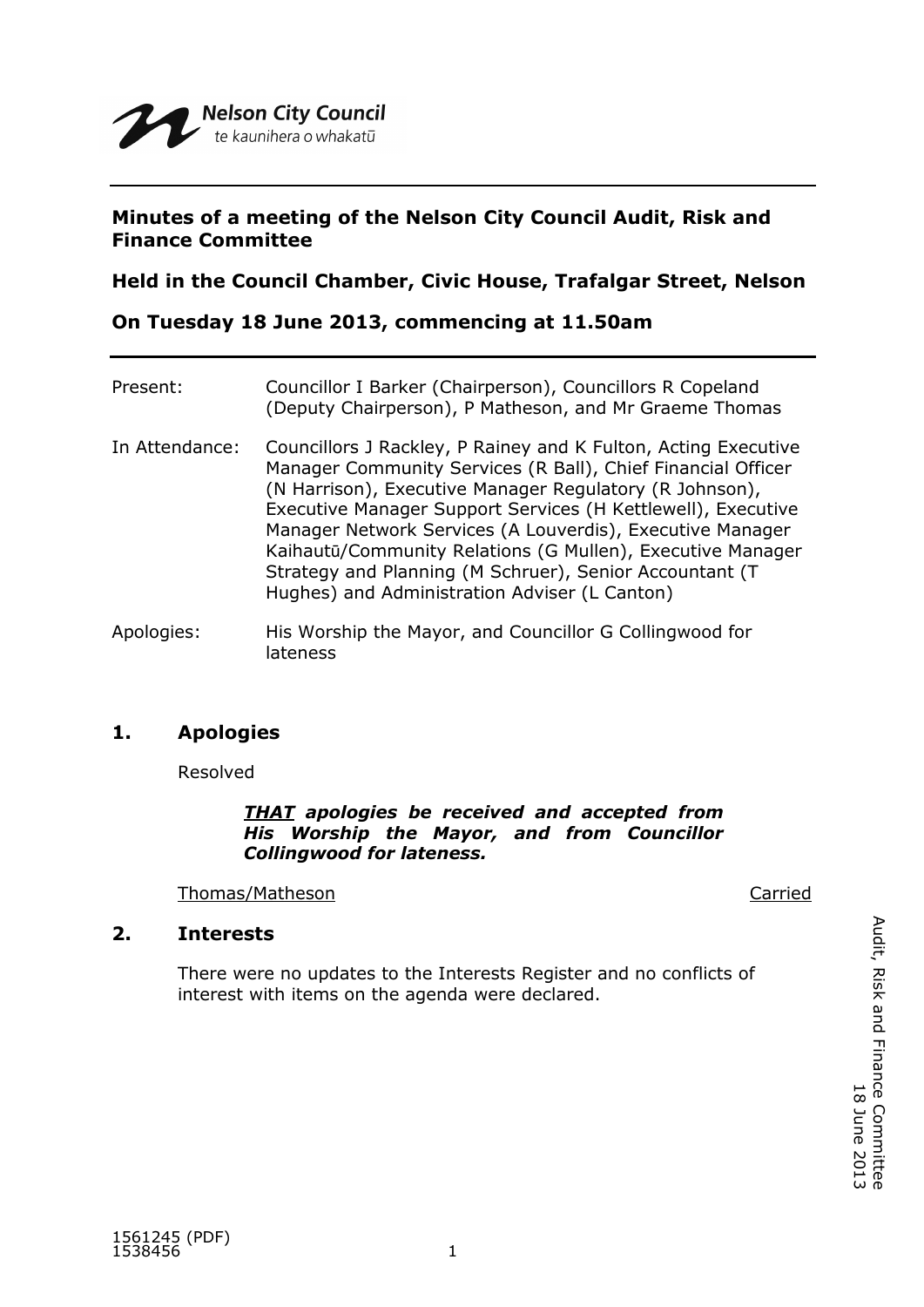Nelson City Council
te kaunihera o whakatū

---

**Minutes of a meeting of the Nelson City Council Audit, Risk and Finance Committee**

**Held in the Council Chamber, Civic House, Trafalgar Street, Nelson**

**On Tuesday 18 June 2013, commencing at 11.50am**

---

Present: Councillor I Barker (Chairperson), Councillors R Copeland (Deputy Chairperson), P Matheson, and Mr Graeme Thomas

In Attendance: Councillors J Rackley, P Rainey and K Fulton, Acting Executive Manager Community Services (R Ball), Chief Financial Officer (N Harrison), Executive Manager Regulatory (R Johnson), Executive Manager Support Services (H Kettlewell), Executive Manager Network Services (A Louverdis), Executive Manager Kaihautū/Community Relations (G Mullen), Executive Manager Strategy and Planning (M Schruer), Senior Accountant (T Hughes) and Administration Adviser (L Canton)

Apologies: His Worship the Mayor, and Councillor G Collingwood for lateness

## 1. Apologies

Resolved

> ***THAT** apologies be received and accepted from His Worship the Mayor, and from Councillor Collingwood for lateness.*

Thomas/Matheson — Carried

## 2. Interests

There were no updates to the Interests Register and no conflicts of interest with items on the agenda were declared.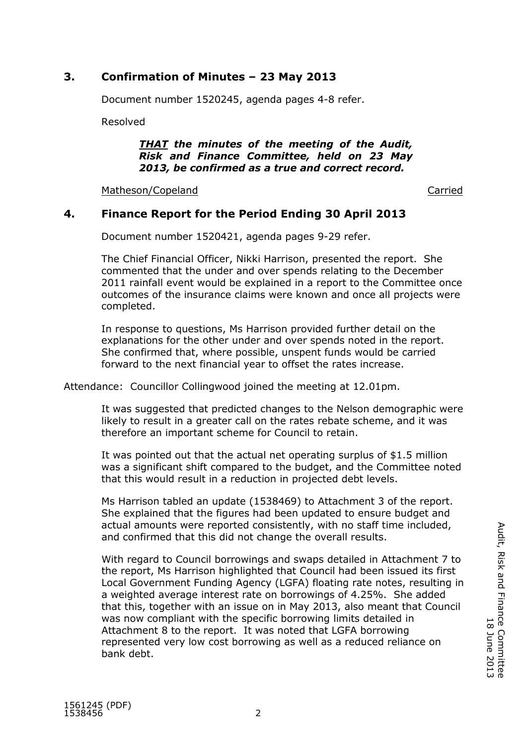## 3. Confirmation of Minutes – 23 May 2013

Document number 1520245, agenda pages 4-8 refer.

Resolved

> ***THAT** the minutes of the meeting of the Audit, Risk and Finance Committee, held on 23 May 2013, be confirmed as a true and correct record.*

Matheson/Copeland — Carried

## 4. Finance Report for the Period Ending 30 April 2013

Document number 1520421, agenda pages 9-29 refer.

The Chief Financial Officer, Nikki Harrison, presented the report. She commented that the under and over spends relating to the December 2011 rainfall event would be explained in a report to the Committee once outcomes of the insurance claims were known and once all projects were completed.

In response to questions, Ms Harrison provided further detail on the explanations for the other under and over spends noted in the report. She confirmed that, where possible, unspent funds would be carried forward to the next financial year to offset the rates increase.

Attendance: Councillor Collingwood joined the meeting at 12.01pm.

It was suggested that predicted changes to the Nelson demographic were likely to result in a greater call on the rates rebate scheme, and it was therefore an important scheme for Council to retain.

It was pointed out that the actual net operating surplus of $1.5 million was a significant shift compared to the budget, and the Committee noted that this would result in a reduction in projected debt levels.

Ms Harrison tabled an update (1538469) to Attachment 3 of the report. She explained that the figures had been updated to ensure budget and actual amounts were reported consistently, with no staff time included, and confirmed that this did not change the overall results.

With regard to Council borrowings and swaps detailed in Attachment 7 to the report, Ms Harrison highlighted that Council had been issued its first Local Government Funding Agency (LGFA) floating rate notes, resulting in a weighted average interest rate on borrowings of 4.25%. She added that this, together with an issue on in May 2013, also meant that Council was now compliant with the specific borrowing limits detailed in Attachment 8 to the report. It was noted that LGFA borrowing represented very low cost borrowing as well as a reduced reliance on bank debt.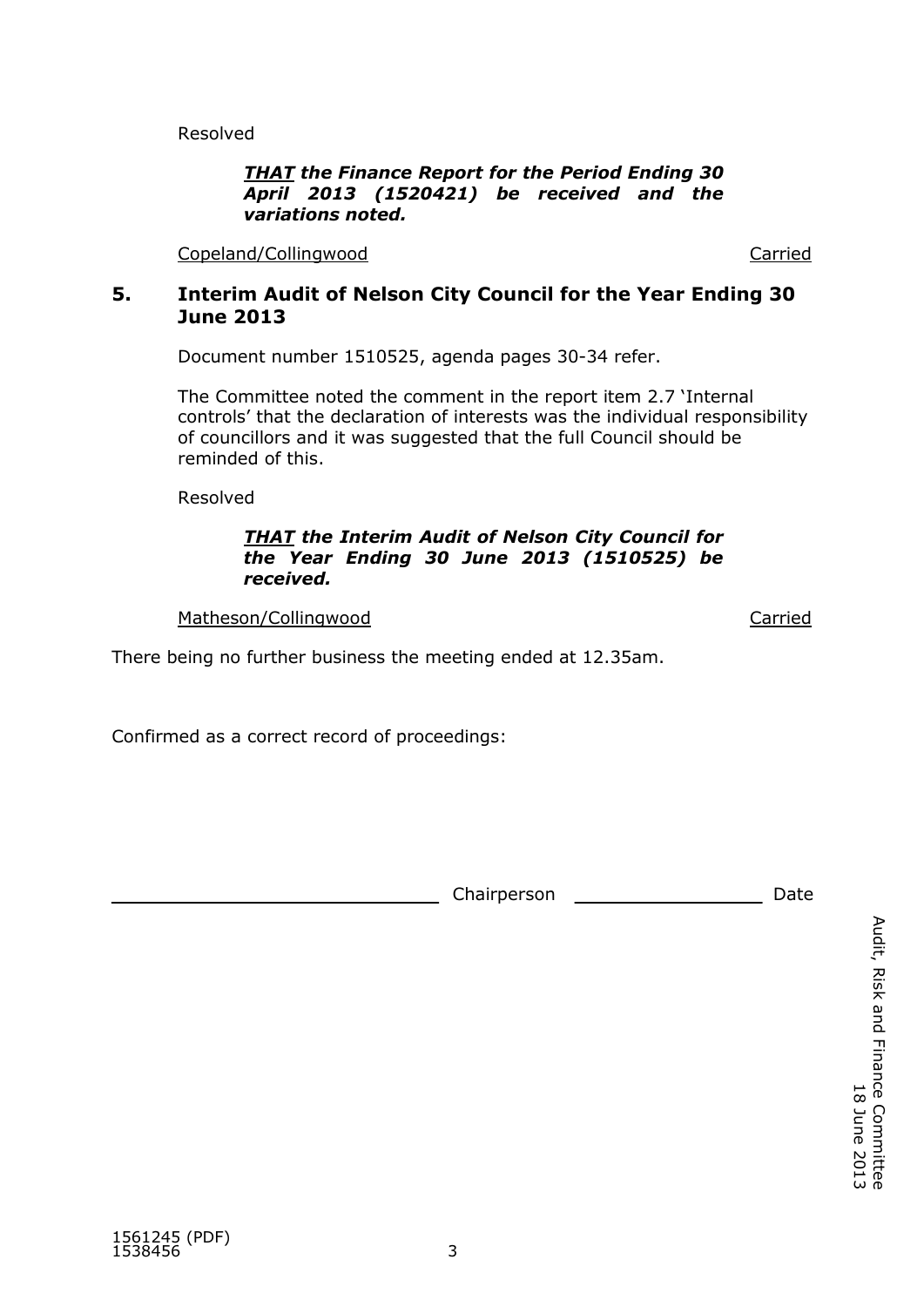Resolved

> ***THAT** the Finance Report for the Period Ending 30 April 2013 (1520421) be received and the variations noted.*

Copeland/Collingwood — Carried

## 5. Interim Audit of Nelson City Council for the Year Ending 30 June 2013

Document number 1510525, agenda pages 30-34 refer.

The Committee noted the comment in the report item 2.7 'Internal controls' that the declaration of interests was the individual responsibility of councillors and it was suggested that the full Council should be reminded of this.

Resolved

> ***THAT** the Interim Audit of Nelson City Council for the Year Ending 30 June 2013 (1510525) be received.*

Matheson/Collingwood — Carried

There being no further business the meeting ended at 12.35am.

Confirmed as a correct record of proceedings:

_____________________________ Chairperson _________________ Date